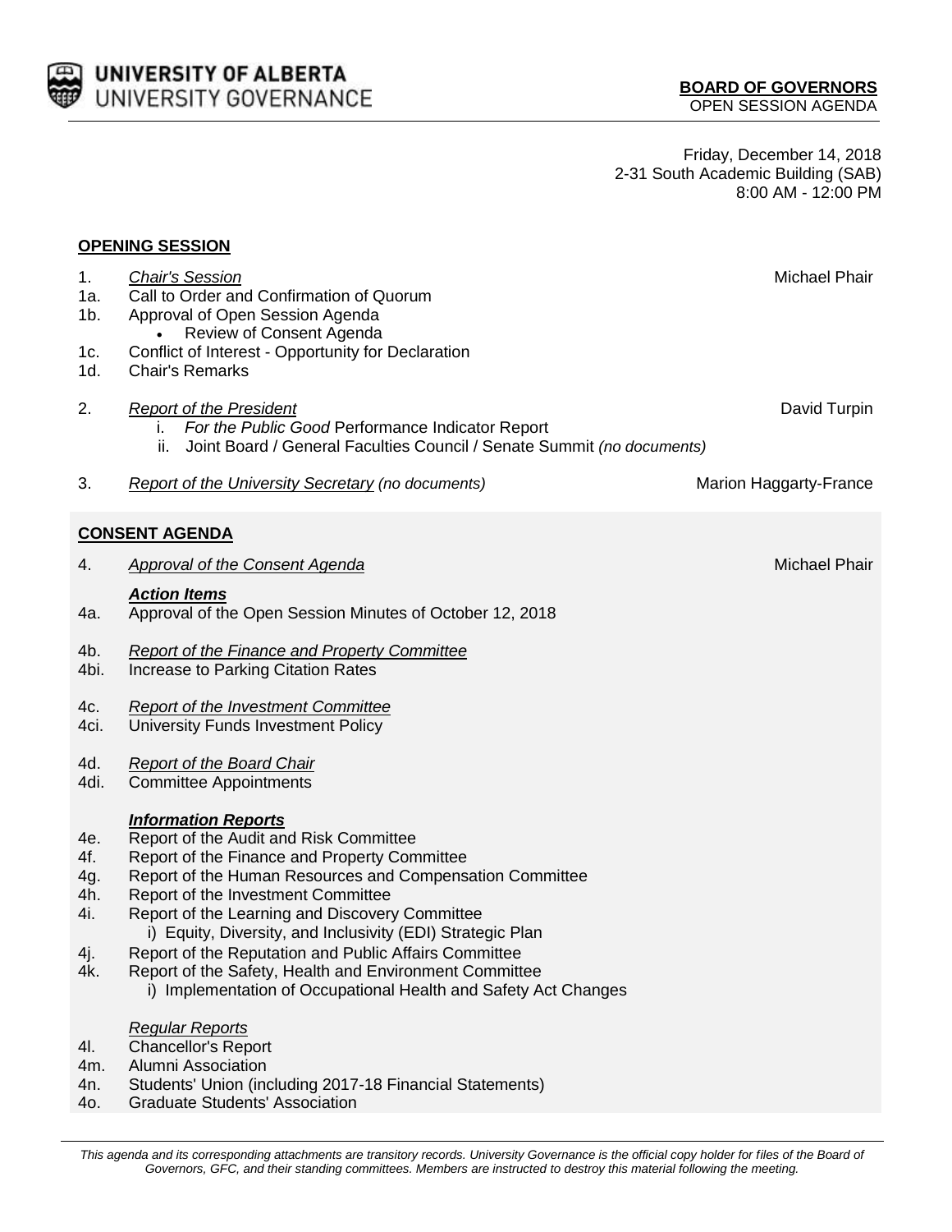**UNIVERSITY OF ALBERTA**
UNIVERSITY GOVERNANCE

**BOARD OF GOVERNORS**
OPEN SESSION AGENDA

Friday, December 14, 2018
2-31 South Academic Building (SAB)
8:00 AM - 12:00 PM

## OPENING SESSION

1. *Chair's Session* — Michael Phair
1a. Call to Order and Confirmation of Quorum
1b. Approval of Open Session Agenda
 - Review of Consent Agenda

1c. Conflict of Interest - Opportunity for Declaration
1d. Chair's Remarks

2. *Report of the President* — David Turpin
 i. *For the Public Good* Performance Indicator Report
 ii. Joint Board / General Faculties Council / Senate Summit *(no documents)*

3. *Report of the University Secretary (no documents)* — Marion Haggarty-France

## CONSENT AGENDA

4. *Approval of the Consent Agenda* — Michael Phair

***Action Items***

4a. Approval of the Open Session Minutes of October 12, 2018

4b. *Report of the Finance and Property Committee*
4bi. Increase to Parking Citation Rates

4c. *Report of the Investment Committee*
4ci. University Funds Investment Policy

4d. *Report of the Board Chair*
4di. Committee Appointments

***Information Reports***

4e. Report of the Audit and Risk Committee
4f. Report of the Finance and Property Committee
4g. Report of the Human Resources and Compensation Committee
4h. Report of the Investment Committee
4i. Report of the Learning and Discovery Committee
 i) Equity, Diversity, and Inclusivity (EDI) Strategic Plan
4j. Report of the Reputation and Public Affairs Committee
4k. Report of the Safety, Health and Environment Committee
 i) Implementation of Occupational Health and Safety Act Changes

*Regular Reports*

4l. Chancellor's Report
4m. Alumni Association
4n. Students' Union (including 2017-18 Financial Statements)
4o. Graduate Students' Association

*This agenda and its corresponding attachments are transitory records. University Governance is the official copy holder for files of the Board of Governors, GFC, and their standing committees. Members are instructed to destroy this material following the meeting.*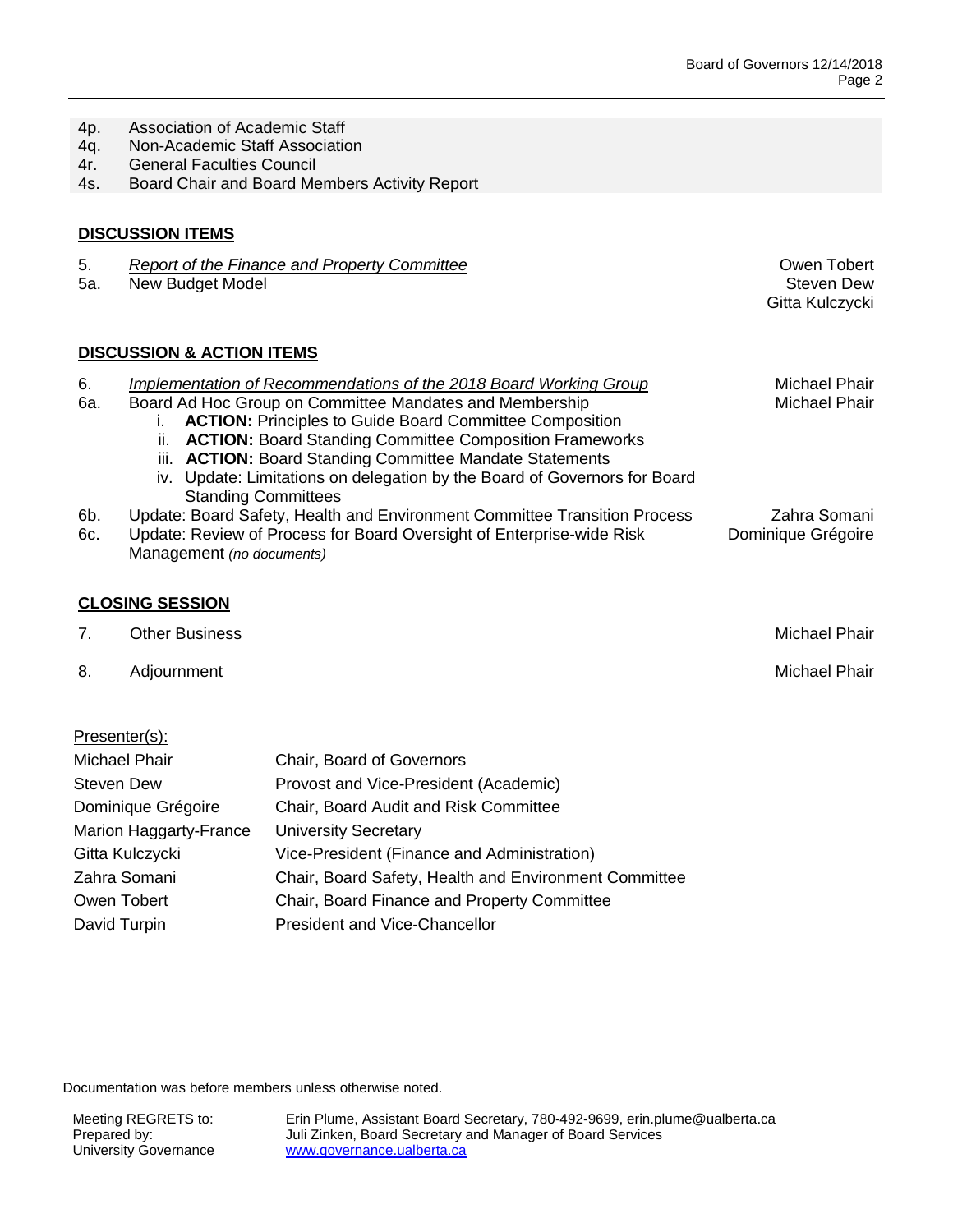4p. Association of Academic Staff
4q. Non-Academic Staff Association
4r. General Faculties Council
4s. Board Chair and Board Members Activity Report

**DISCUSSION ITEMS**

| | | |
|---|---|---|
| 5. | *Report of the Finance and Property Committee* | Owen Tobert |
| 5a. | New Budget Model | Steven Dew<br>Gitta Kulczycki |

**DISCUSSION & ACTION ITEMS**

| | | |
|---|---|---|
| 6. | *Implementation of Recommendations of the 2018 Board Working Group* | Michael Phair |
| 6a. | Board Ad Hoc Group on Committee Mandates and Membership<br>i. **ACTION:** Principles to Guide Board Committee Composition<br>ii. **ACTION:** Board Standing Committee Composition Frameworks<br>iii. **ACTION:** Board Standing Committee Mandate Statements<br>iv. Update: Limitations on delegation by the Board of Governors for Board Standing Committees | Michael Phair |
| 6b. | Update: Board Safety, Health and Environment Committee Transition Process | Zahra Somani |
| 6c. | Update: Review of Process for Board Oversight of Enterprise-wide Risk Management *(no documents)* | Dominique Grégoire |

**CLOSING SESSION**

| | | |
|---|---|---|
| 7. | Other Business | Michael Phair |
| 8. | Adjournment | Michael Phair |

Presenter(s):

| | |
|---|---|
| Michael Phair | Chair, Board of Governors |
| Steven Dew | Provost and Vice-President (Academic) |
| Dominique Grégoire | Chair, Board Audit and Risk Committee |
| Marion Haggarty-France | University Secretary |
| Gitta Kulczycki | Vice-President (Finance and Administration) |
| Zahra Somani | Chair, Board Safety, Health and Environment Committee |
| Owen Tobert | Chair, Board Finance and Property Committee |
| David Turpin | President and Vice-Chancellor |

Documentation was before members unless otherwise noted.

| | |
|---|---|
| Meeting REGRETS to: | Erin Plume, Assistant Board Secretary, 780-492-9699, erin.plume@ualberta.ca |
| Prepared by: | Juli Zinken, Board Secretary and Manager of Board Services |
| University Governance | www.governance.ualberta.ca |